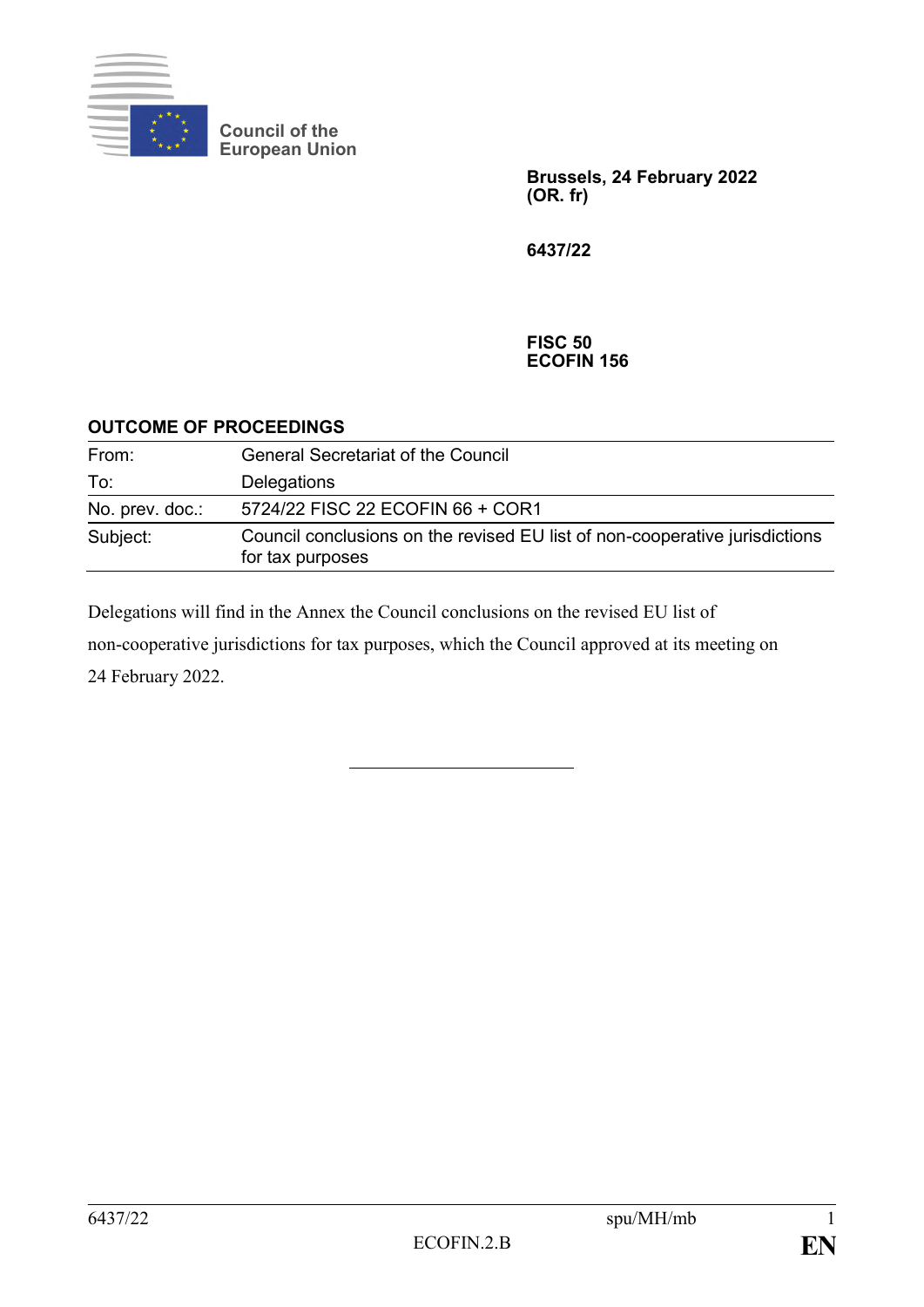Council of the European Union

**Brussels, 24 February 2022**
**(OR. fr)**

**6437/22**

**FISC 50**
**ECOFIN 156**

## OUTCOME OF PROCEEDINGS

| | |
|---|---|
| From: | General Secretariat of the Council |
| To: | Delegations |
| No. prev. doc.: | 5724/22 FISC 22 ECOFIN 66 + COR1 |
| Subject: | Council conclusions on the revised EU list of non-cooperative jurisdictions for tax purposes |

Delegations will find in the Annex the Council conclusions on the revised EU list of non-cooperative jurisdictions for tax purposes, which the Council approved at its meeting on 24 February 2022.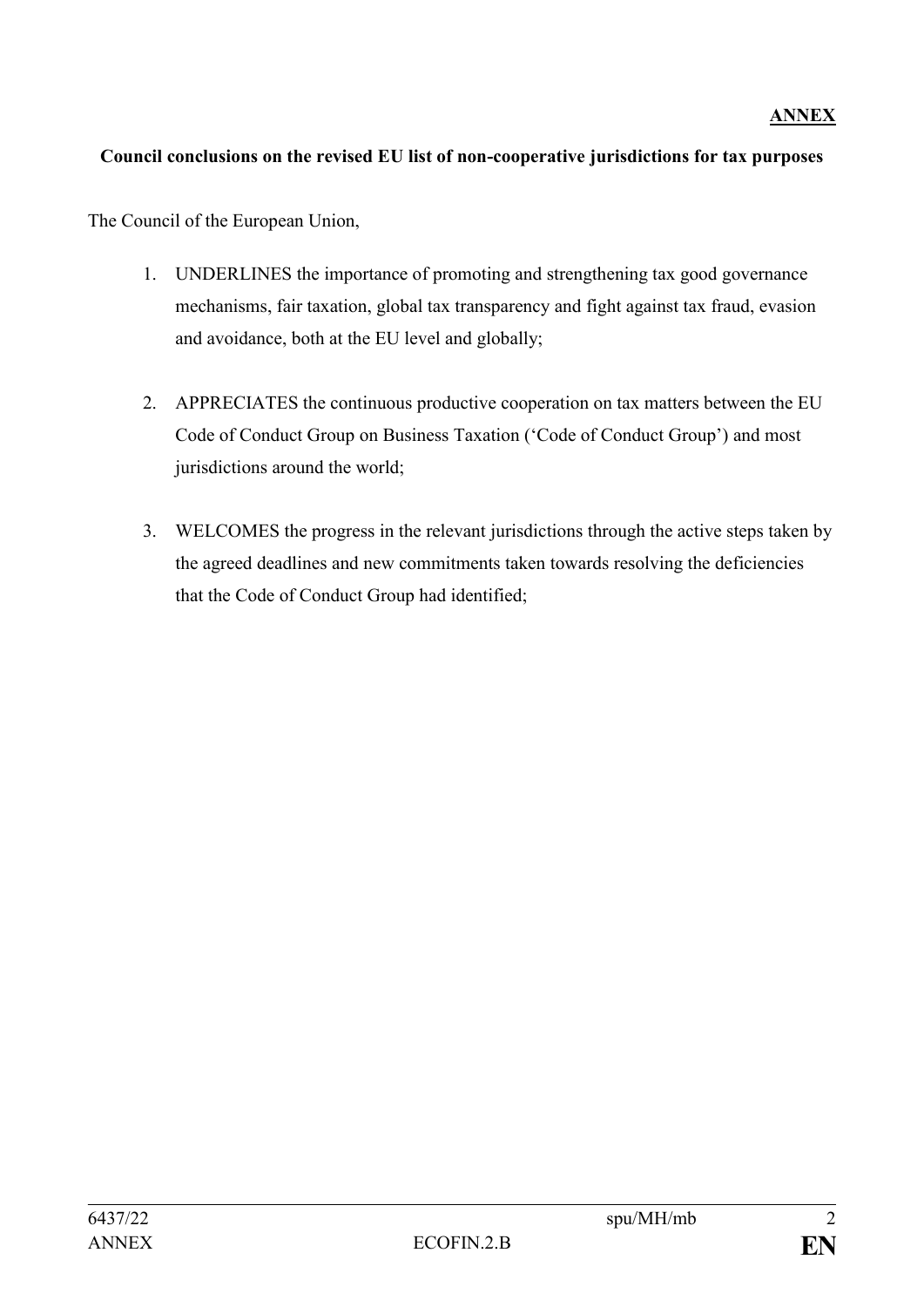**ANNEX**

**Council conclusions on the revised EU list of non-cooperative jurisdictions for tax purposes**

The Council of the European Union,

1. UNDERLINES the importance of promoting and strengthening tax good governance mechanisms, fair taxation, global tax transparency and fight against tax fraud, evasion and avoidance, both at the EU level and globally;

2. APPRECIATES the continuous productive cooperation on tax matters between the EU Code of Conduct Group on Business Taxation ('Code of Conduct Group') and most jurisdictions around the world;

3. WELCOMES the progress in the relevant jurisdictions through the active steps taken by the agreed deadlines and new commitments taken towards resolving the deficiencies that the Code of Conduct Group had identified;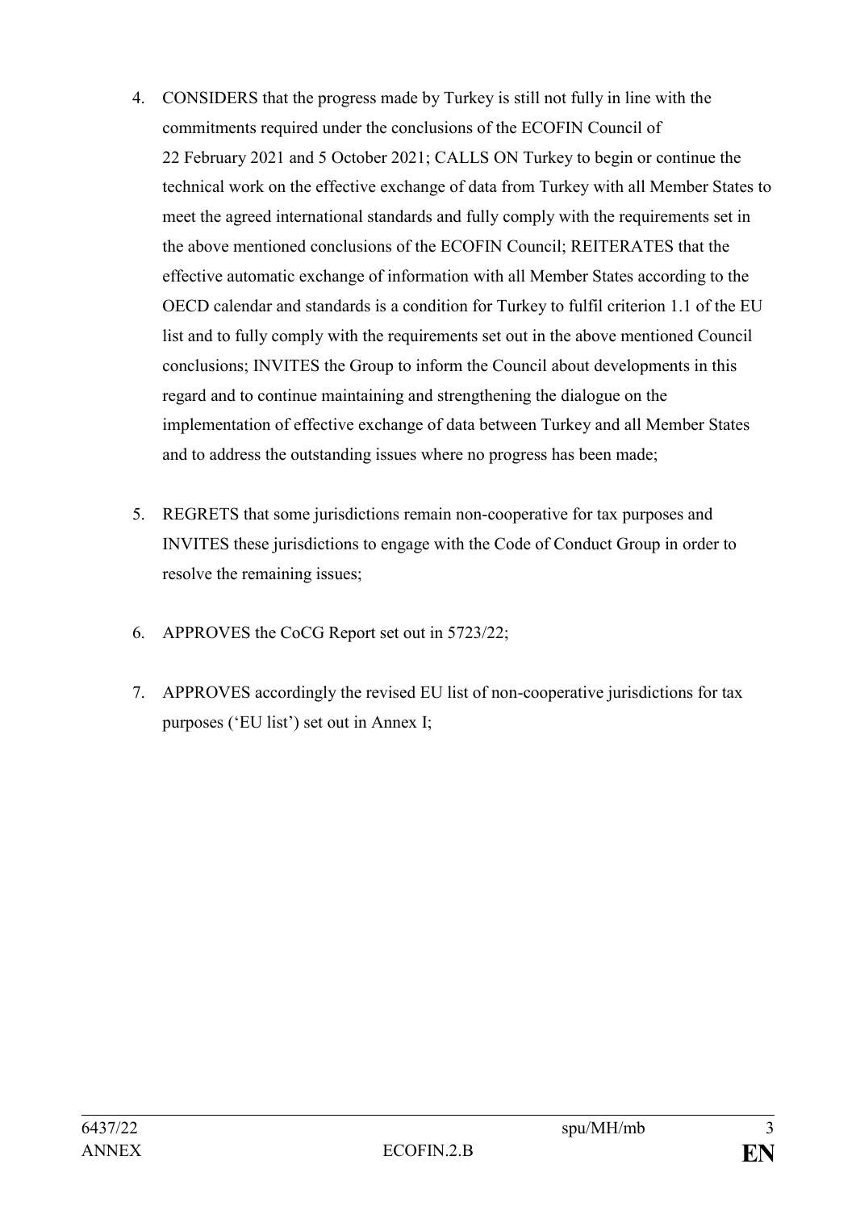4. CONSIDERS that the progress made by Turkey is still not fully in line with the commitments required under the conclusions of the ECOFIN Council of 22 February 2021 and 5 October 2021; CALLS ON Turkey to begin or continue the technical work on the effective exchange of data from Turkey with all Member States to meet the agreed international standards and fully comply with the requirements set in the above mentioned conclusions of the ECOFIN Council; REITERATES that the effective automatic exchange of information with all Member States according to the OECD calendar and standards is a condition for Turkey to fulfil criterion 1.1 of the EU list and to fully comply with the requirements set out in the above mentioned Council conclusions; INVITES the Group to inform the Council about developments in this regard and to continue maintaining and strengthening the dialogue on the implementation of effective exchange of data between Turkey and all Member States and to address the outstanding issues where no progress has been made;

5. REGRETS that some jurisdictions remain non-cooperative for tax purposes and INVITES these jurisdictions to engage with the Code of Conduct Group in order to resolve the remaining issues;

6. APPROVES the CoCG Report set out in 5723/22;

7. APPROVES accordingly the revised EU list of non-cooperative jurisdictions for tax purposes ('EU list') set out in Annex I;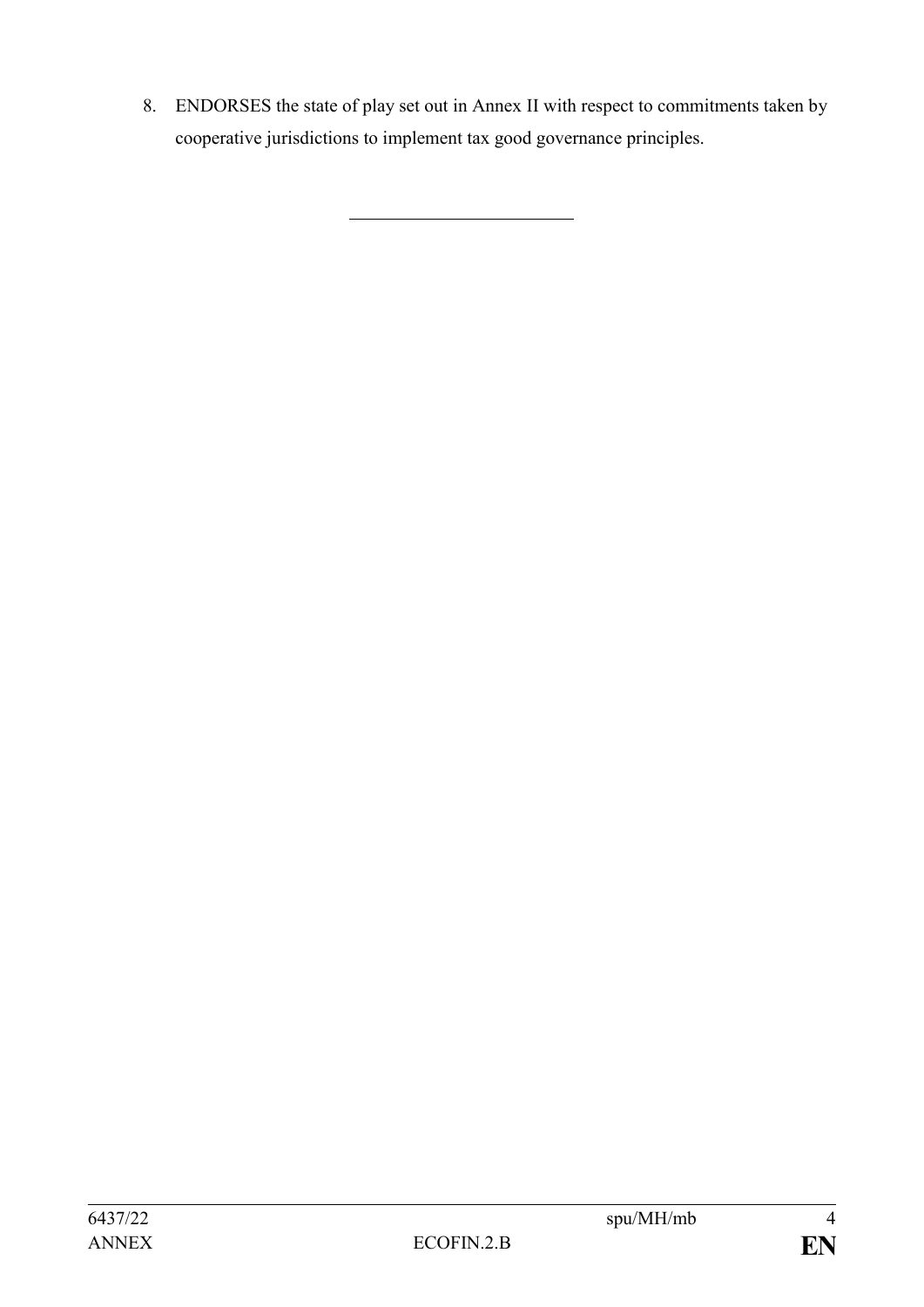8. ENDORSES the state of play set out in Annex II with respect to commitments taken by cooperative jurisdictions to implement tax good governance principles.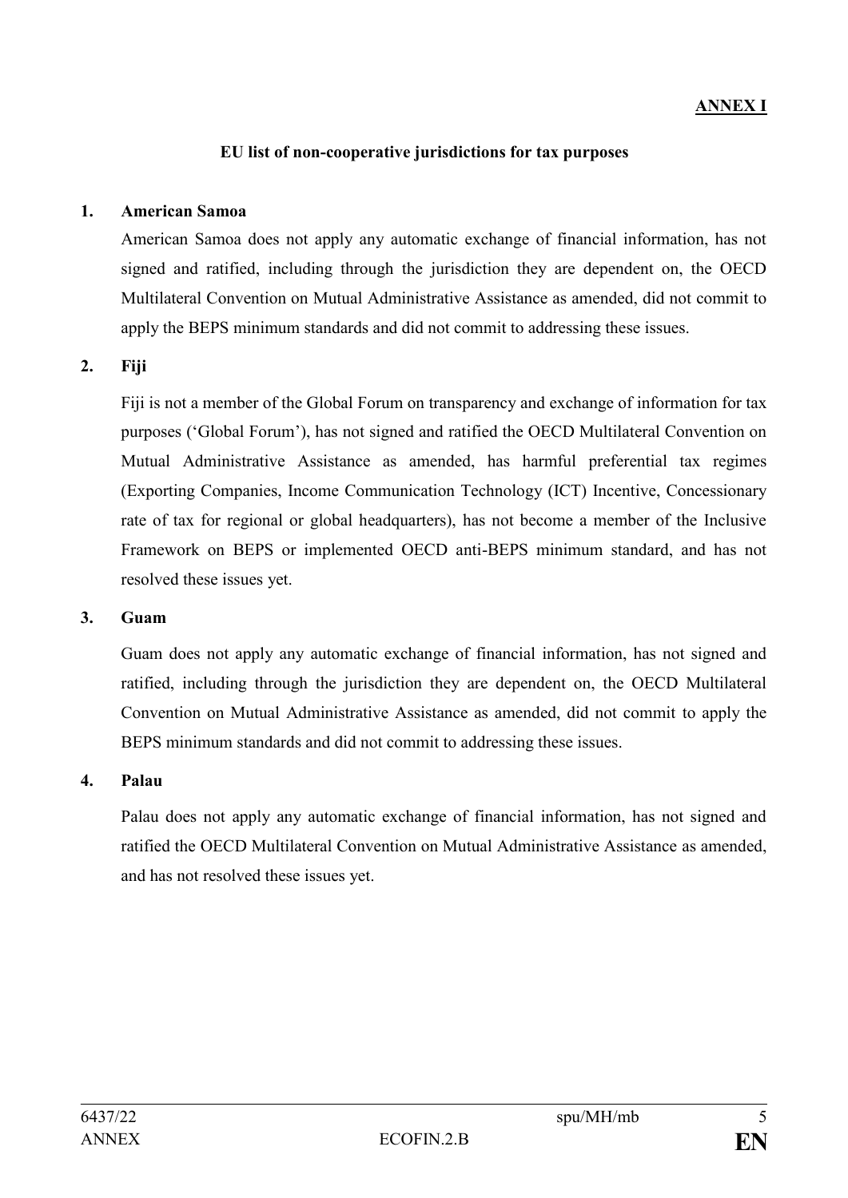**ANNEX I**

**EU list of non-cooperative jurisdictions for tax purposes**

**1. American Samoa**

American Samoa does not apply any automatic exchange of financial information, has not signed and ratified, including through the jurisdiction they are dependent on, the OECD Multilateral Convention on Mutual Administrative Assistance as amended, did not commit to apply the BEPS minimum standards and did not commit to addressing these issues.

**2. Fiji**

Fiji is not a member of the Global Forum on transparency and exchange of information for tax purposes ('Global Forum'), has not signed and ratified the OECD Multilateral Convention on Mutual Administrative Assistance as amended, has harmful preferential tax regimes (Exporting Companies, Income Communication Technology (ICT) Incentive, Concessionary rate of tax for regional or global headquarters), has not become a member of the Inclusive Framework on BEPS or implemented OECD anti-BEPS minimum standard, and has not resolved these issues yet.

**3. Guam**

Guam does not apply any automatic exchange of financial information, has not signed and ratified, including through the jurisdiction they are dependent on, the OECD Multilateral Convention on Mutual Administrative Assistance as amended, did not commit to apply the BEPS minimum standards and did not commit to addressing these issues.

**4. Palau**

Palau does not apply any automatic exchange of financial information, has not signed and ratified the OECD Multilateral Convention on Mutual Administrative Assistance as amended, and has not resolved these issues yet.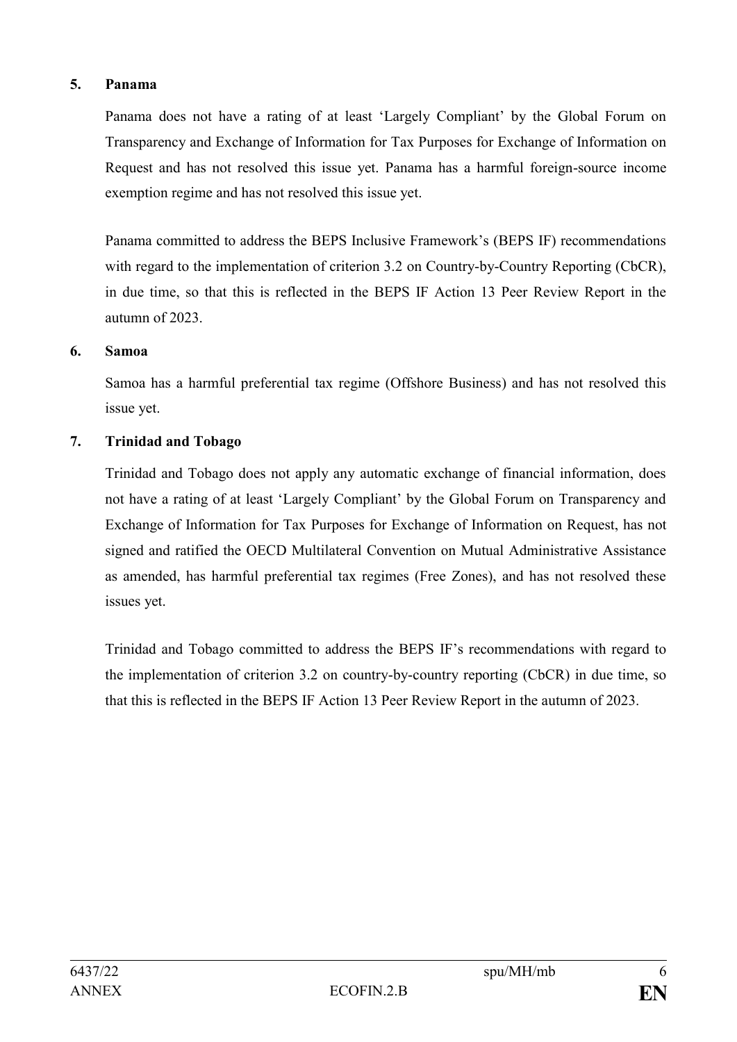**5. Panama**

Panama does not have a rating of at least 'Largely Compliant' by the Global Forum on Transparency and Exchange of Information for Tax Purposes for Exchange of Information on Request and has not resolved this issue yet. Panama has a harmful foreign-source income exemption regime and has not resolved this issue yet.

Panama committed to address the BEPS Inclusive Framework's (BEPS IF) recommendations with regard to the implementation of criterion 3.2 on Country-by-Country Reporting (CbCR), in due time, so that this is reflected in the BEPS IF Action 13 Peer Review Report in the autumn of 2023.

**6. Samoa**

Samoa has a harmful preferential tax regime (Offshore Business) and has not resolved this issue yet.

**7. Trinidad and Tobago**

Trinidad and Tobago does not apply any automatic exchange of financial information, does not have a rating of at least 'Largely Compliant' by the Global Forum on Transparency and Exchange of Information for Tax Purposes for Exchange of Information on Request, has not signed and ratified the OECD Multilateral Convention on Mutual Administrative Assistance as amended, has harmful preferential tax regimes (Free Zones), and has not resolved these issues yet.

Trinidad and Tobago committed to address the BEPS IF's recommendations with regard to the implementation of criterion 3.2 on country-by-country reporting (CbCR) in due time, so that this is reflected in the BEPS IF Action 13 Peer Review Report in the autumn of 2023.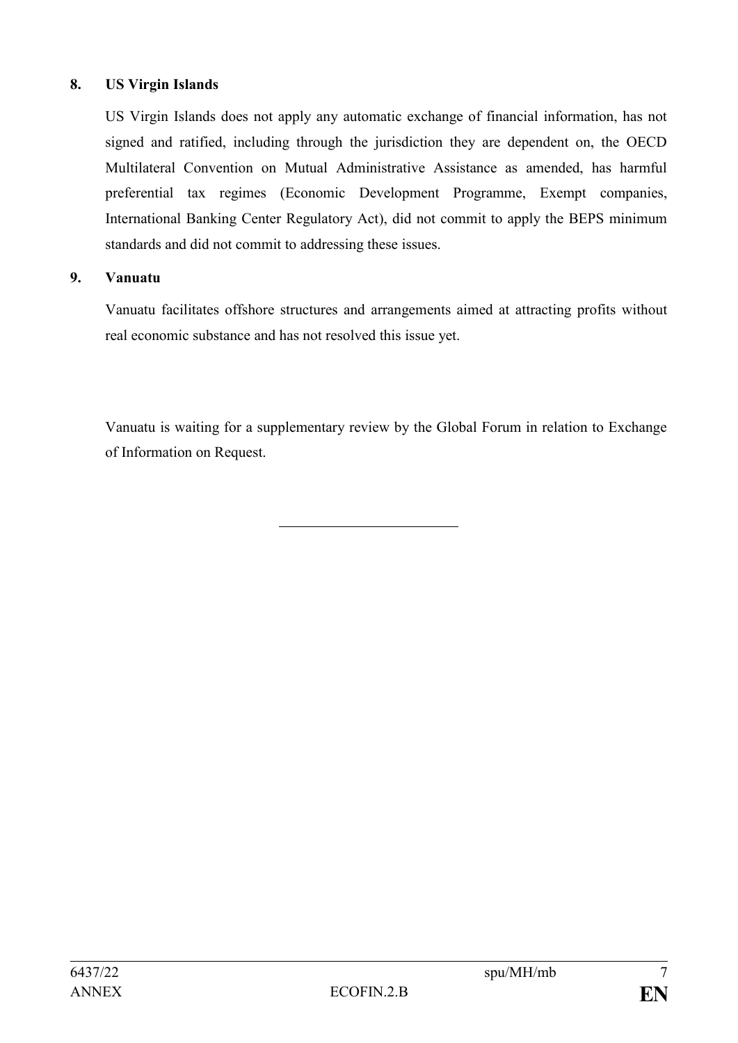**8. US Virgin Islands**

US Virgin Islands does not apply any automatic exchange of financial information, has not signed and ratified, including through the jurisdiction they are dependent on, the OECD Multilateral Convention on Mutual Administrative Assistance as amended, has harmful preferential tax regimes (Economic Development Programme, Exempt companies, International Banking Center Regulatory Act), did not commit to apply the BEPS minimum standards and did not commit to addressing these issues.

**9. Vanuatu**

Vanuatu facilitates offshore structures and arrangements aimed at attracting profits without real economic substance and has not resolved this issue yet.

Vanuatu is waiting for a supplementary review by the Global Forum in relation to Exchange of Information on Request.

---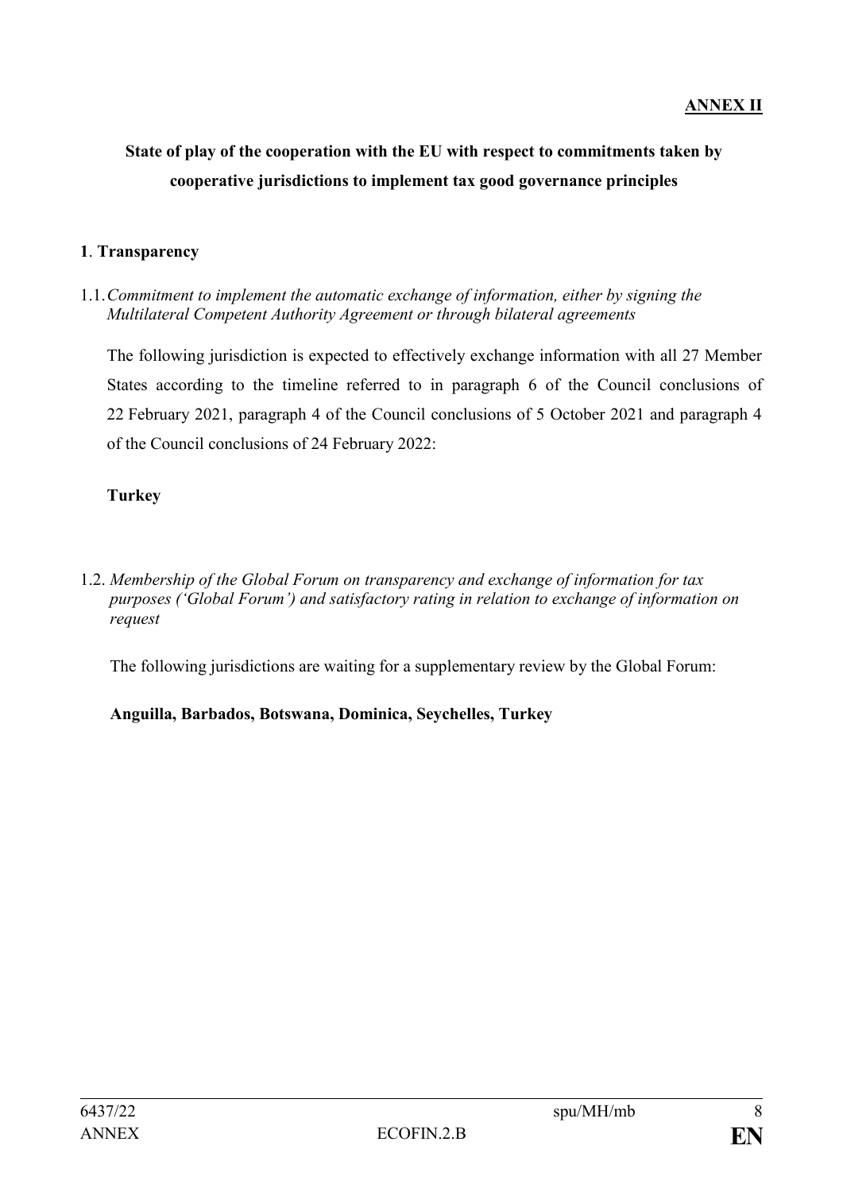**ANNEX II**

# State of play of the cooperation with the EU with respect to commitments taken by cooperative jurisdictions to implement tax good governance principles

## 1. Transparency

1.1. *Commitment to implement the automatic exchange of information, either by signing the Multilateral Competent Authority Agreement or through bilateral agreements*

The following jurisdiction is expected to effectively exchange information with all 27 Member States according to the timeline referred to in paragraph 6 of the Council conclusions of 22 February 2021, paragraph 4 of the Council conclusions of 5 October 2021 and paragraph 4 of the Council conclusions of 24 February 2022:

**Turkey**

1.2. *Membership of the Global Forum on transparency and exchange of information for tax purposes ('Global Forum') and satisfactory rating in relation to exchange of information on request*

The following jurisdictions are waiting for a supplementary review by the Global Forum:

**Anguilla, Barbados, Botswana, Dominica, Seychelles, Turkey**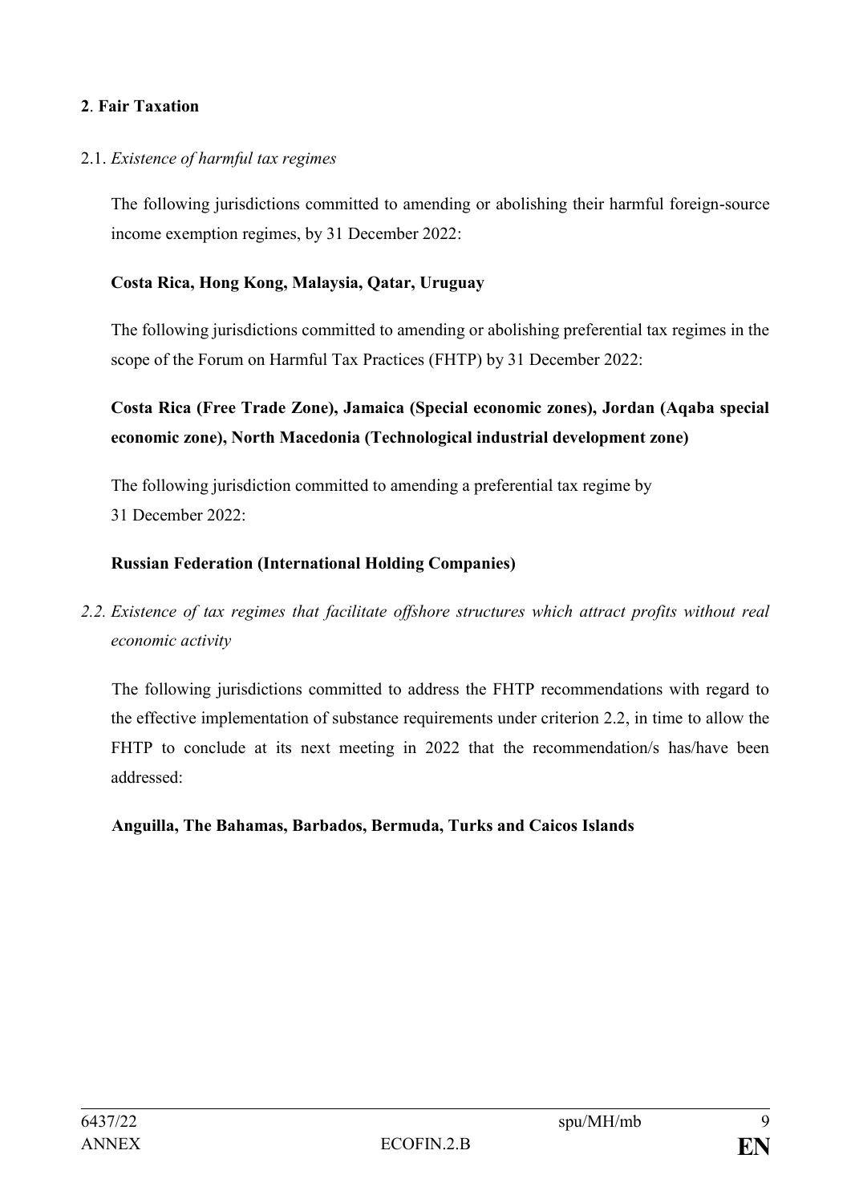## 2. Fair Taxation

2.1. *Existence of harmful tax regimes*

The following jurisdictions committed to amending or abolishing their harmful foreign-source income exemption regimes, by 31 December 2022:

**Costa Rica, Hong Kong, Malaysia, Qatar, Uruguay**

The following jurisdictions committed to amending or abolishing preferential tax regimes in the scope of the Forum on Harmful Tax Practices (FHTP) by 31 December 2022:

**Costa Rica (Free Trade Zone), Jamaica (Special economic zones), Jordan (Aqaba special economic zone), North Macedonia (Technological industrial development zone)**

The following jurisdiction committed to amending a preferential tax regime by 31 December 2022:

**Russian Federation (International Holding Companies)**

*2.2. Existence of tax regimes that facilitate offshore structures which attract profits without real economic activity*

The following jurisdictions committed to address the FHTP recommendations with regard to the effective implementation of substance requirements under criterion 2.2, in time to allow the FHTP to conclude at its next meeting in 2022 that the recommendation/s has/have been addressed:

**Anguilla, The Bahamas, Barbados, Bermuda, Turks and Caicos Islands**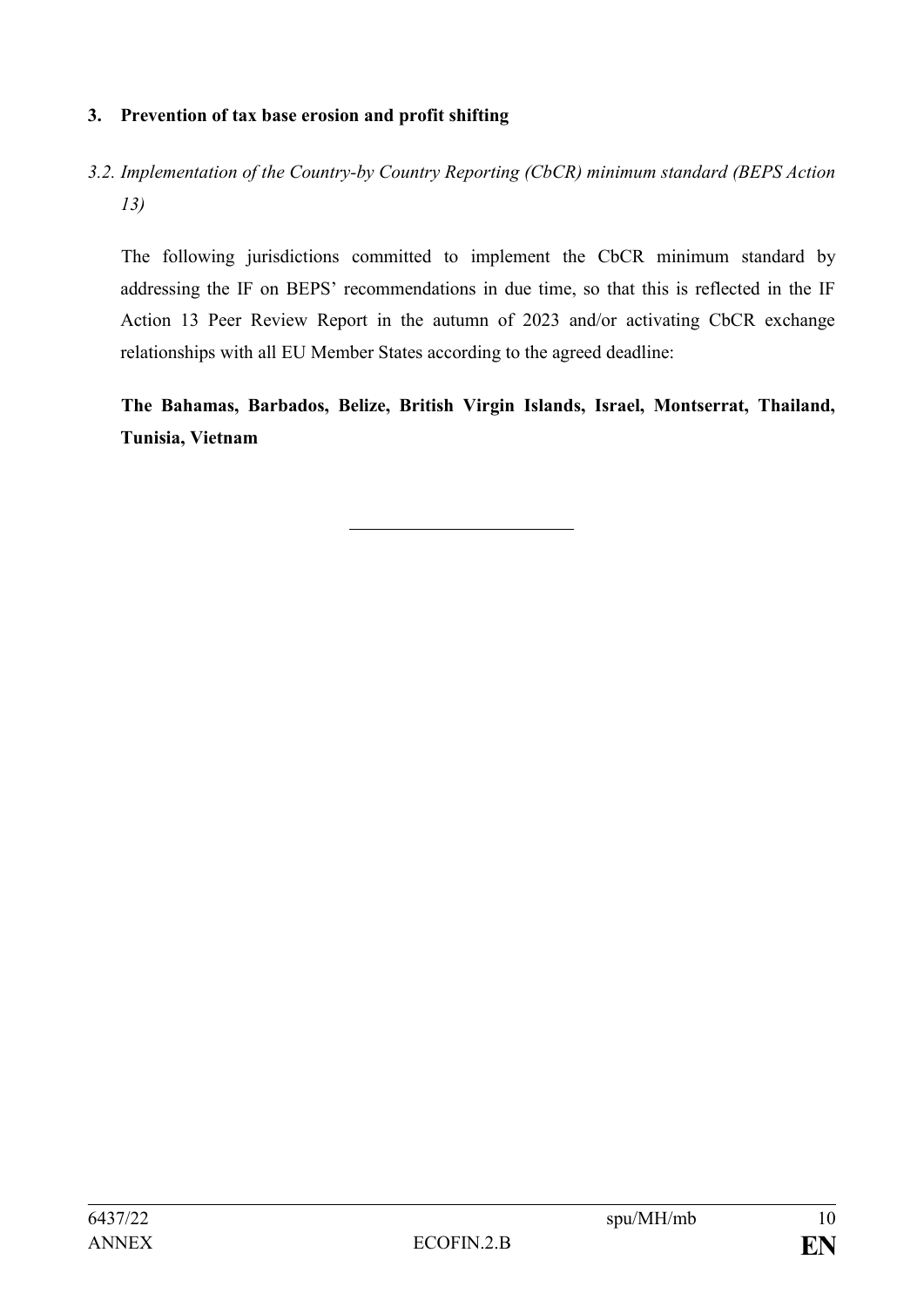## 3. Prevention of tax base erosion and profit shifting

### *3.2. Implementation of the Country-by Country Reporting (CbCR) minimum standard (BEPS Action 13)*

The following jurisdictions committed to implement the CbCR minimum standard by addressing the IF on BEPS' recommendations in due time, so that this is reflected in the IF Action 13 Peer Review Report in the autumn of 2023 and/or activating CbCR exchange relationships with all EU Member States according to the agreed deadline:

**The Bahamas, Barbados, Belize, British Virgin Islands, Israel, Montserrat, Thailand, Tunisia, Vietnam**